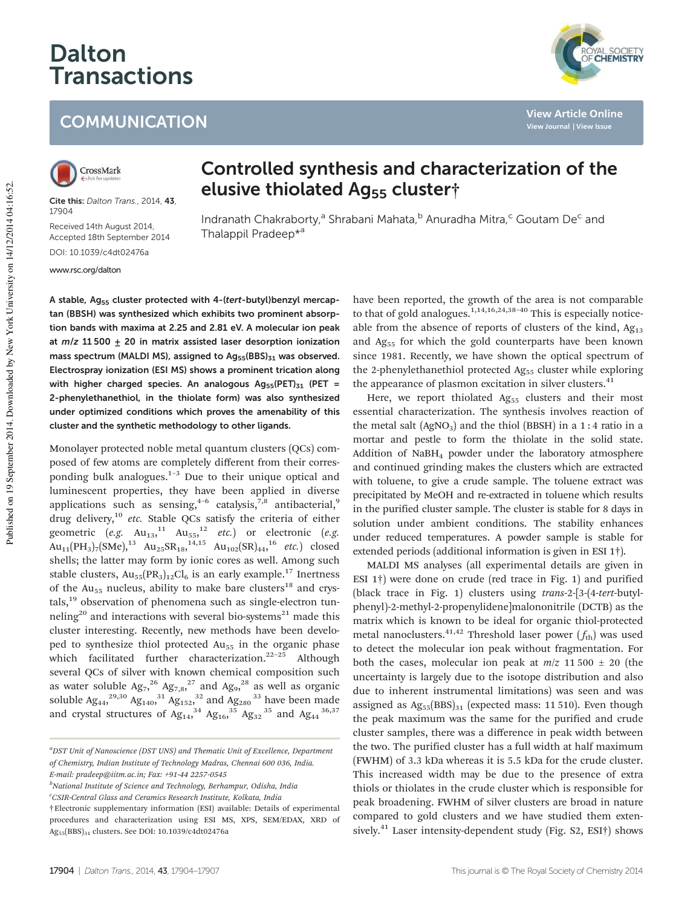# Dalton Transactions

## COMMUNICATION

Cite this: *Dalton Trans.*, 2014, **43**, 17904

Received 14th August 2014, Accepted 18th September 2014

DOI: 10.1039/c4dt02476a

www.rsc.org/dalton

# Controlled synthesis and characterization of the elusive thiolated $Ag_{55}$ cluster†

Indranath Chakraborty,[a] Shrabani Mahata,[b] Anuradha Mitra,[c] Goutam De[c] and Thalappil Pradeep*[a]

**A stable, $Ag_{55}$ cluster protected with 4-(*tert*-butyl)benzyl mercaptan (BBSH) was synthesized which exhibits two prominent absorption bands with maxima at 2.25 and 2.81 eV. A molecular ion peak at $m/z$ 11 500 ± 20 in matrix assisted laser desorption ionization mass spectrum (MALDI MS), assigned to $Ag_{55}(BBS)_{31}$ was observed. Electrospray ionization (ESI MS) shows a prominent trication along with higher charged species. An analogous $Ag_{55}(PET)_{31}$ (PET = 2-phenylethanethiol, in the thiolate form) was also synthesized under optimized conditions which proves the amenability of this cluster and the synthetic methodology to other ligands.**

Monolayer protected noble metal quantum clusters (QCs) composed of few atoms are completely different from their corresponding bulk analogues.[1–3] Due to their unique optical and luminescent properties, they have been applied in diverse applications such as sensing,[4–6] catalysis,[7,8] antibacterial,[9] drug delivery,[10] *etc.* Stable QCs satisfy the criteria of either geometric (*e.g.* $Au_{13}$,[11] $Au_{55}$,[12] *etc.*) or electronic (*e.g.* $Au_{11}(PH_3)_7(SMe)$,[13] $Au_{25}SR_{18}$,[14,15] $Au_{102}(SR)_{44}$,[16] *etc.*) closed shells; the latter may form by ionic cores as well. Among such stable clusters, $Au_{55}(PR_3)_{12}Cl_6$ is an early example.[17] Inertness of the $Au_{55}$ nucleus, ability to make bare clusters[18] and crystals,[19] observation of phenomena such as single-electron tunneling[20] and interactions with several bio-systems[21] made this cluster interesting. Recently, new methods have been developed to synthesize thiol protected $Au_{55}$ in the organic phase which facilitated further characterization.[22–25] Although several QCs of silver with known chemical composition such as water soluble $Ag_7$,[26] $Ag_{7,8}$,[27] and $Ag_9$,[28] as well as organic soluble $Ag_{44}$,[29,30] $Ag_{140}$,[31] $Ag_{152}$,[32] and $Ag_{280}$[33] have been made and crystal structures of $Ag_{14}$,[34] $Ag_{16}$,[35] $Ag_{32}$[35] and $Ag_{44}$[36,37] have been reported, the growth of the area is not comparable to that of gold analogues.[1,14,16,24,38–40] This is especially noticeable from the absence of reports of clusters of the kind, $Ag_{13}$ and $Ag_{55}$ for which the gold counterparts have been known since 1981. Recently, we have shown the optical spectrum of the 2-phenylethanethiol protected $Ag_{55}$ cluster while exploring the appearance of plasmon excitation in silver clusters.[41]

Here, we report thiolated $Ag_{55}$ clusters and their most essential characterization. The synthesis involves reaction of the metal salt ($AgNO_3$) and the thiol (BBSH) in a 1 : 4 ratio in a mortar and pestle to form the thiolate in the solid state. Addition of $NaBH_4$ powder under the laboratory atmosphere and continued grinding makes the clusters which are extracted with toluene, to give a crude sample. The toluene extract was precipitated by MeOH and re-extracted in toluene which results in the purified cluster sample. The cluster is stable for 8 days in solution under ambient conditions. The stability enhances under reduced temperatures. A powder sample is stable for extended periods (additional information is given in ESI 1†).

MALDI MS analyses (all experimental details are given in ESI 1†) were done on crude (red trace in Fig. 1) and purified (black trace in Fig. 1) clusters using *trans*-2-[3-(4-*tert*-butylphenyl)-2-methyl-2-propenylidene]malononitrile (DCTB) as the matrix which is known to be ideal for organic thiol-protected metal nanoclusters.[41,42] Threshold laser power ($f_{th}$) was used to detect the molecular ion peak without fragmentation. For both the cases, molecular ion peak at $m/z$ 11 500 ± 20 (the uncertainty is largely due to the isotope distribution and also due to inherent instrumental limitations) was seen and was assigned as $Ag_{55}(BBS)_{31}$ (expected mass: 11 510). Even though the peak maximum was the same for the purified and crude cluster samples, there was a difference in peak width between the two. The purified cluster has a full width at half maximum (FWHM) of 3.3 kDa whereas it is 5.5 kDa for the crude cluster. This increased width may be due to the presence of extra thiols or thiolates in the crude cluster which is responsible for peak broadening. FWHM of silver clusters are broad in nature compared to gold clusters and we have studied them extensively.[41] Laser intensity-dependent study (Fig. S2, ESI†) shows

---

[a] DST Unit of Nanoscience (DST UNS) and Thematic Unit of Excellence, Department of Chemistry, Indian Institute of Technology Madras, Chennai 600 036, India. E-mail: pradeep@iitm.ac.in; Fax: +91-44 2257-0545

[b] National Institute of Science and Technology, Berhampur, Odisha, India

[c] CSIR-Central Glass and Ceramics Research Institute, Kolkata, India

† Electronic supplementary information (ESI) available: Details of experimental procedures and characterization using ESI MS, XPS, SEM/EDAX, XRD of $Ag_{55}(BBS)_{31}$ clusters. See DOI: 10.1039/c4dt02476a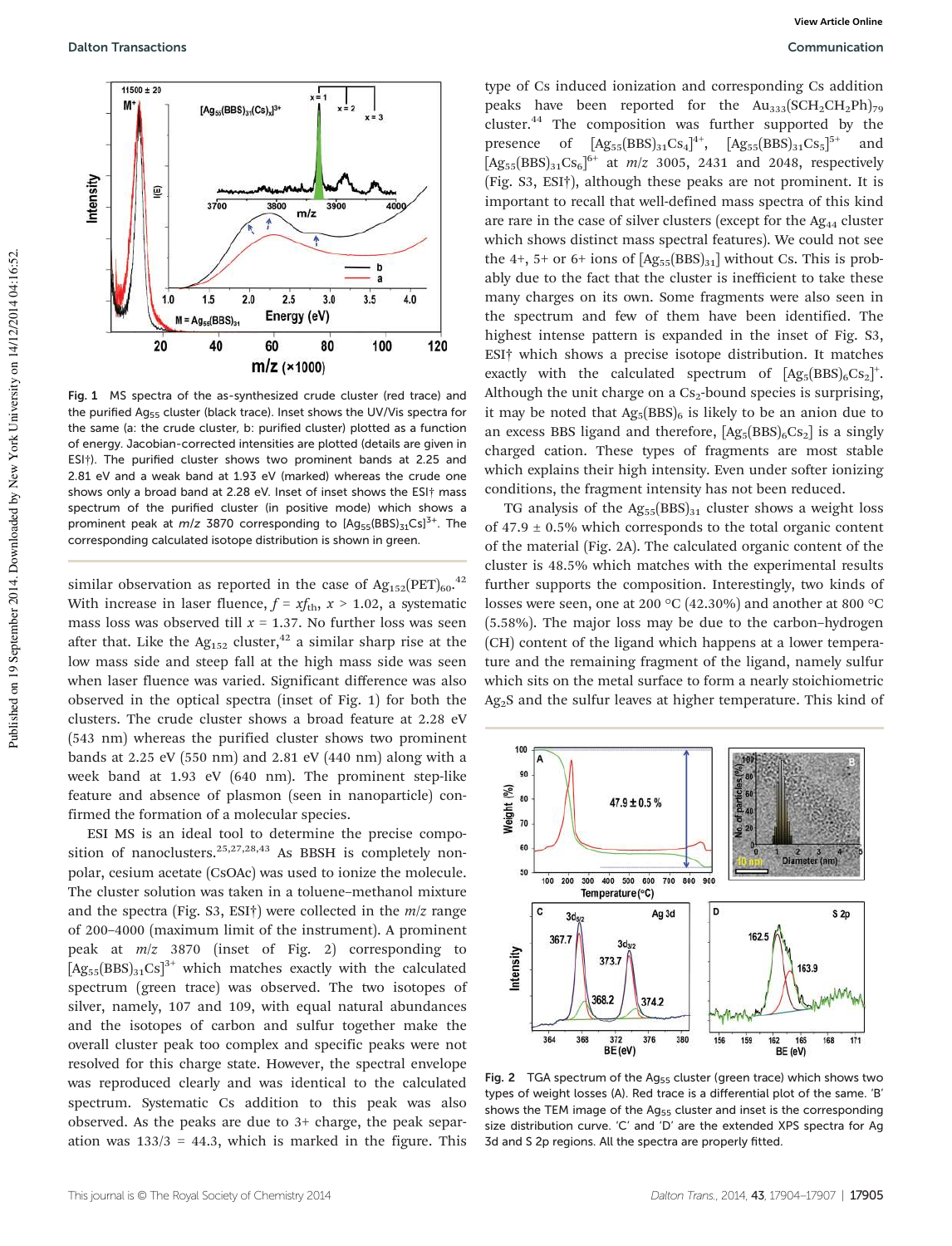Fig. 1 MS spectra of the as-synthesized crude cluster (red trace) and the purified $Ag_{55}$ cluster (black trace). Inset shows the UV/Vis spectra for the same (a: the crude cluster, b: purified cluster) plotted as a function of energy. Jacobian-corrected intensities are plotted (details are given in ESI†). The purified cluster shows two prominent bands at 2.25 and 2.81 eV and a weak band at 1.93 eV (marked) whereas the crude one shows only a broad band at 2.28 eV. Inset of inset shows the ESI† mass spectrum of the purified cluster (in positive mode) which shows a prominent peak at $m/z$ 3870 corresponding to $[Ag_{55}(BBS)_{31}Cs]^{3+}$. The corresponding calculated isotope distribution is shown in green.

similar observation as reported in the case of $Ag_{152}(PET)_{60}$.[42] With increase in laser fluence, $f = xf_{th}$, $x > 1.02$, a systematic mass loss was observed till $x = 1.37$. No further loss was seen after that. Like the $Ag_{152}$ cluster,[42] a similar sharp rise at the low mass side and steep fall at the high mass side was seen when laser fluence was varied. Significant difference was also observed in the optical spectra (inset of Fig. 1) for both the clusters. The crude cluster shows a broad feature at 2.28 eV (543 nm) whereas the purified cluster shows two prominent bands at 2.25 eV (550 nm) and 2.81 eV (440 nm) along with a week band at 1.93 eV (640 nm). The prominent step-like feature and absence of plasmon (seen in nanoparticle) confirmed the formation of a molecular species.

ESI MS is an ideal tool to determine the precise composition of nanoclusters.[25,27,28,43] As BBSH is completely nonpolar, cesium acetate (CsOAc) was used to ionize the molecule. The cluster solution was taken in a toluene–methanol mixture and the spectra (Fig. S3, ESI†) were collected in the $m/z$ range of 200–4000 (maximum limit of the instrument). A prominent peak at $m/z$ 3870 (inset of Fig. 2) corresponding to $[Ag_{55}(BBS)_{31}Cs]^{3+}$ which matches exactly with the calculated spectrum (green trace) was observed. The two isotopes of silver, namely, 107 and 109, with equal natural abundances and the isotopes of carbon and sulfur together make the overall cluster peak too complex and specific peaks were not resolved for this charge state. However, the spectral envelope was reproduced clearly and was identical to the calculated spectrum. Systematic Cs addition to this peak was also observed. As the peaks are due to 3+ charge, the peak separation was $133/3 = 44.3$, which is marked in the figure. This type of Cs induced ionization and corresponding Cs addition peaks have been reported for the $Au_{333}(SCH_2CH_2Ph)_{79}$ cluster.[44] The composition was further supported by the presence of $[Ag_{55}(BBS)_{31}Cs_4]^{4+}$, $[Ag_{55}(BBS)_{31}Cs_5]^{5+}$ and $[Ag_{55}(BBS)_{31}Cs_6]^{6+}$ at $m/z$ 3005, 2431 and 2048, respectively (Fig. S3, ESI†), although these peaks are not prominent. It is important to recall that well-defined mass spectra of this kind are rare in the case of silver clusters (except for the $Ag_{44}$ cluster which shows distinct mass spectral features). We could not see the 4+, 5+ or 6+ ions of $[Ag_{55}(BBS)_{31}]$ without Cs. This is probably due to the fact that the cluster is inefficient to take these many charges on its own. Some fragments were also seen in the spectrum and few of them have been identified. The highest intense pattern is expanded in the inset of Fig. S3, ESI† which shows a precise isotope distribution. It matches exactly with the calculated spectrum of $[Ag_5(BBS)_6Cs_2]^+$. Although the unit charge on a $Cs_2$-bound species is surprising, it may be noted that $Ag_5(BBS)_6$ is likely to be an anion due to an excess BBS ligand and therefore, $[Ag_5(BBS)_6Cs_2]$ is a singly charged cation. These types of fragments are most stable which explains their high intensity. Even under softer ionizing conditions, the fragment intensity has not been reduced.

TG analysis of the $Ag_{55}(BBS)_{31}$ cluster shows a weight loss of $47.9 \pm 0.5\%$ which corresponds to the total organic content of the material (Fig. 2A). The calculated organic content of the cluster is 48.5% which matches with the experimental results further supports the composition. Interestingly, two kinds of losses were seen, one at 200 °C (42.30%) and another at 800 °C (5.58%). The major loss may be due to the carbon–hydrogen (CH) content of the ligand which happens at a lower temperature and the remaining fragment of the ligand, namely sulfur which sits on the metal surface to form a nearly stoichiometric $Ag_2S$ and the sulfur leaves at higher temperature. This kind of

Fig. 2 TGA spectrum of the $Ag_{55}$ cluster (green trace) which shows two types of weight losses (A). Red trace is a differential plot of the same. 'B' shows the TEM image of the $Ag_{55}$ cluster and inset is the corresponding size distribution curve. 'C' and 'D' are the extended XPS spectra for Ag 3d and S 2p regions. All the spectra are properly fitted.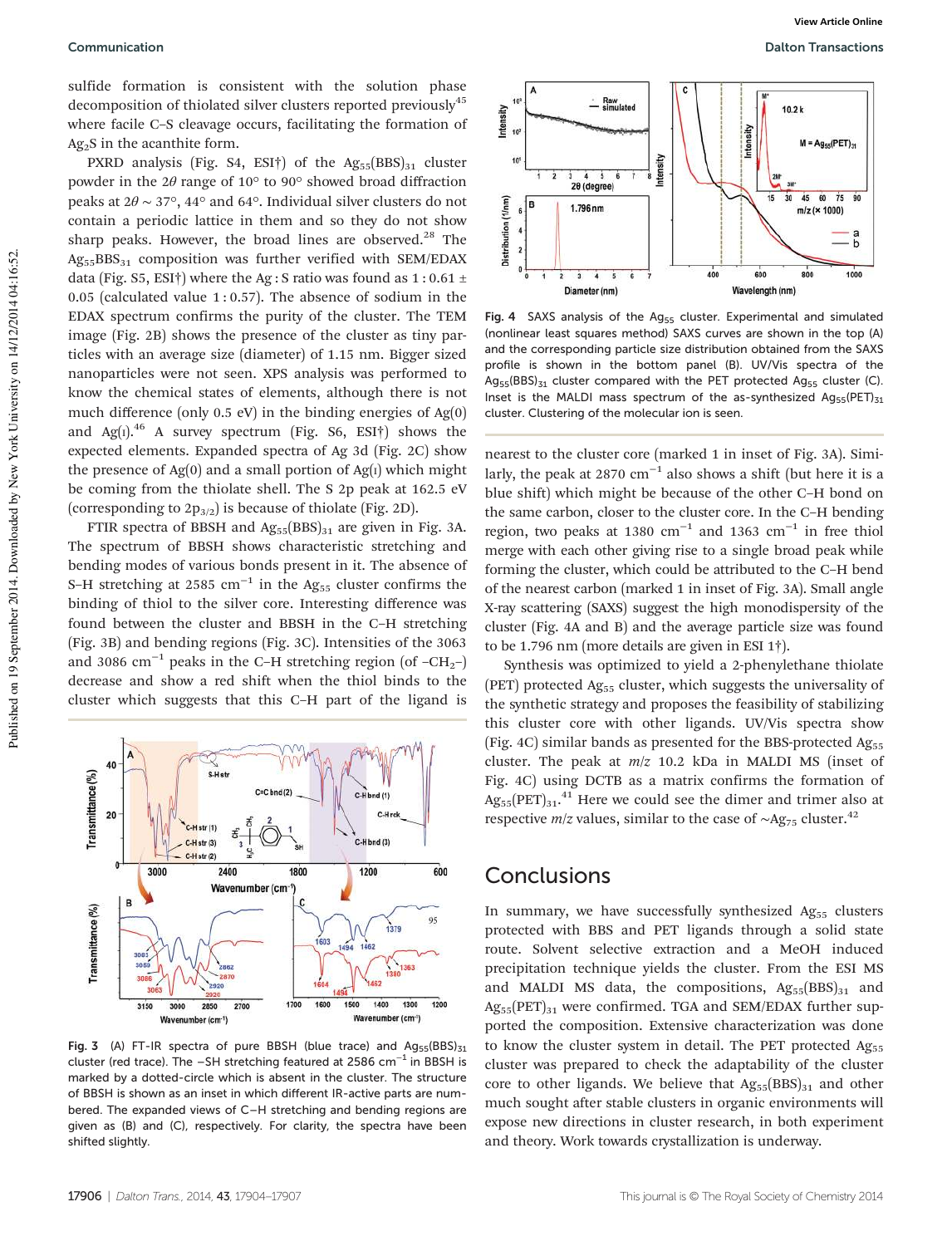sulfide formation is consistent with the solution phase decomposition of thiolated silver clusters reported previously[45] where facile C–S cleavage occurs, facilitating the formation of $Ag_2S$ in the acanthite form.

PXRD analysis (Fig. S4, ESI†) of the $Ag_{55}(BBS)_{31}$ cluster powder in the 2$\theta$ range of 10° to 90° showed broad diffraction peaks at 2$\theta$ ~ 37°, 44° and 64°. Individual silver clusters do not contain a periodic lattice in them and so they do not show sharp peaks. However, the broad lines are observed.[28] The $Ag_{55}BBS_{31}$ composition was further verified with SEM/EDAX data (Fig. S5, ESI†) where the Ag : S ratio was found as 1 : 0.61 ± 0.05 (calculated value 1 : 0.57). The absence of sodium in the EDAX spectrum confirms the purity of the cluster. The TEM image (Fig. 2B) shows the presence of the cluster as tiny particles with an average size (diameter) of 1.15 nm. Bigger sized nanoparticles were not seen. XPS analysis was performed to know the chemical states of elements, although there is not much difference (only 0.5 eV) in the binding energies of Ag(0) and Ag(I).[46] A survey spectrum (Fig. S6, ESI†) shows the expected elements. Expanded spectra of Ag 3d (Fig. 2C) show the presence of Ag(0) and a small portion of Ag(I) which might be coming from the thiolate sheet. The S 2p peak at 162.5 eV (corresponding to $2p_{3/2}$) is because of thiolate (Fig. 2D).

FTIR spectra of BBSH and $Ag_{55}(BBS)_{31}$ are given in Fig. 3A. The spectrum of BBSH shows characteristic stretching and bending modes of various bonds present in it. The absence of S–H stretching at 2585 $cm^{-1}$ in the $Ag_{55}$ cluster confirms the binding of thiol to the silver core. Interesting difference was found between the cluster and BBSH in the C–H stretching (Fig. 3B) and bending regions (Fig. 3C). Intensities of the 3063 and 3086 $cm^{-1}$ peaks in the C–H stretching region (of $-CH_2-$) decrease and show a red shift when the thiol binds to the cluster which suggests that this C–H part of the ligand is nearest to the cluster core (marked 1 in inset of Fig. 3A). Similarly, the peak at 2870 $cm^{-1}$ also shows a shift (but here it is a blue shift) which might be because of the other C–H bond on the same carbon, closer to the cluster core. In the C–H bending region, two peaks at 1380 $cm^{-1}$ and 1363 $cm^{-1}$ in free thiol merge with each other giving rise to a single broad peak while forming the cluster, which could be attributed to the C–H bend of the nearest carbon (marked 1 in inset of Fig. 3A). Small angle X-ray scattering (SAXS) suggest the high monodispersity of the cluster (Fig. 4A and B) and the average particle size was found to be 1.796 nm (more details are given in ESI 1†).

Fig. 3 (A) FT-IR spectra of pure BBSH (blue trace) and $Ag_{55}(BBS)_{31}$ cluster (red trace). The –SH stretching featured at 2586 $cm^{-1}$ in BBSH is marked by a dotted-circle which is absent in the cluster. The structure of BBSH is shown as an inset in which different IR-active parts are numbered. The expanded views of C–H stretching and bending regions are given as (B) and (C), respectively. For clarity, the spectra have been shifted slightly.

Fig. 4 SAXS analysis of the $Ag_{55}$ cluster. Experimental and simulated (nonlinear least squares method) SAXS curves are shown in the top (A) and the corresponding particle size distribution obtained from the SAXS profile is shown in the bottom panel (B). UV/Vis spectra of the $Ag_{55}(BBS)_{31}$ cluster compared with the PET protected $Ag_{55}$ cluster (C). Inset is the MALDI mass spectrum of the as-synthesized $Ag_{55}(PET)_{31}$ cluster. Clustering of the molecular ion is seen.

Synthesis was optimized to yield a 2-phenylethane thiolate (PET) protected $Ag_{55}$ cluster, which suggests the universality of the synthetic strategy and proposes the feasibility of stabilizing this cluster core with other ligands. UV/Vis spectra show (Fig. 4C) similar bands as presented for the BBS-protected $Ag_{55}$ cluster. The peak at $m/z$ 10.2 kDa in MALDI MS (inset of Fig. 4C) using DCTB as a matrix confirms the formation of $Ag_{55}(PET)_{31}$.[41] Here we could see the dimer and trimer also at respective $m/z$ values, similar to the case of ~$Ag_{75}$ cluster.[42]

## Conclusions

In summary, we have successfully synthesized $Ag_{55}$ clusters protected with BBS and PET ligands through a solid state route. Solvent selective extraction and a MeOH induced precipitation technique yields the cluster. From the ESI MS and MALDI MS data, the compositions, $Ag_{55}(BBS)_{31}$ and $Ag_{55}(PET)_{31}$ were confirmed. TGA and SEM/EDAX further supported the composition. Extensive characterization was done to know the cluster system in detail. The PET protected $Ag_{55}$ cluster was prepared to check the adaptability of the cluster core to other ligands. We believe that $Ag_{55}(BBS)_{31}$ and other much sought after stable clusters in organic environments will expose new directions in cluster research, in both experiment and theory. Work towards crystallization is underway.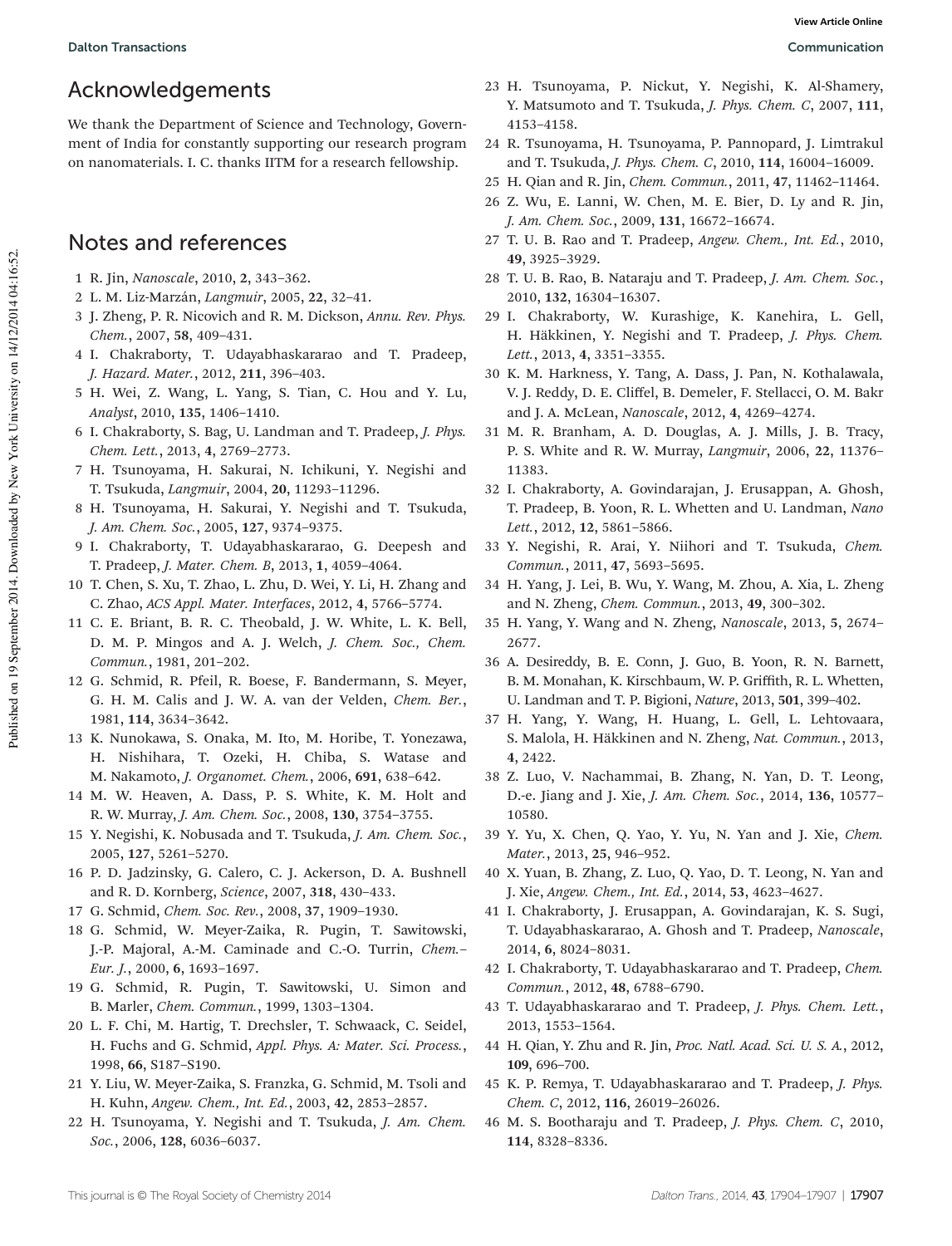## Acknowledgements

We thank the Department of Science and Technology, Government of India for constantly supporting our research program on nanomaterials. I. C. thanks IITM for a research fellowship.

## Notes and references

1 R. Jin, *Nanoscale*, 2010, **2**, 343–362.
2 L. M. Liz-Marzán, *Langmuir*, 2005, **22**, 32–41.
3 J. Zheng, P. R. Nicovich and R. M. Dickson, *Annu. Rev. Phys. Chem.*, 2007, **58**, 409–431.
4 I. Chakraborty, T. Udayabhaskararao and T. Pradeep, *J. Hazard. Mater.*, 2012, **211**, 396–403.
5 H. Wei, Z. Wang, L. Yang, S. Tian, C. Hou and Y. Lu, *Analyst*, 2010, **135**, 1406–1410.
6 I. Chakraborty, S. Bag, U. Landman and T. Pradeep, *J. Phys. Chem. Lett.*, 2013, **4**, 2769–2773.
7 H. Tsunoyama, H. Sakurai, N. Ichikuni, Y. Negishi and T. Tsukuda, *Langmuir*, 2004, **20**, 11293–11296.
8 H. Tsunoyama, H. Sakurai, Y. Negishi and T. Tsukuda, *J. Am. Chem. Soc.*, 2005, **127**, 9374–9375.
9 I. Chakraborty, T. Udayabhaskararao, G. Deepesh and T. Pradeep, *J. Mater. Chem. B*, 2013, **1**, 4059–4064.
10 T. Chen, S. Xu, T. Zhao, L. Zhu, D. Wei, Y. Li, H. Zhang and C. Zhao, *ACS Appl. Mater. Interfaces*, 2012, **4**, 5766–5774.
11 C. E. Briant, B. R. C. Theobald, J. W. White, L. K. Bell, D. M. P. Mingos and A. J. Welch, *J. Chem. Soc., Chem. Commun.*, 1981, 201–202.
12 G. Schmid, R. Pfeil, R. Boese, F. Bandermann, S. Meyer, G. H. M. Calis and J. W. A. van der Velden, *Chem. Ber.*, 1981, **114**, 3634–3642.
13 K. Nunokawa, S. Onaka, M. Ito, M. Horibe, T. Yonezawa, H. Nishihara, T. Ozeki, H. Chiba, S. Watase and M. Nakamoto, *J. Organomet. Chem.*, 2006, **691**, 638–642.
14 M. W. Heaven, A. Dass, P. S. White, K. M. Holt and R. W. Murray, *J. Am. Chem. Soc.*, 2008, **130**, 3754–3755.
15 Y. Negishi, K. Nobusada and T. Tsukuda, *J. Am. Chem. Soc.*, 2005, **127**, 5261–5270.
16 P. D. Jadzinsky, G. Calero, C. J. Ackerson, D. A. Bushnell and R. D. Kornberg, *Science*, 2007, **318**, 430–433.
17 G. Schmid, *Chem. Soc. Rev.*, 2008, **37**, 1909–1930.
18 G. Schmid, W. Meyer-Zaika, R. Pugin, T. Sawitowski, J.-P. Majoral, A.-M. Caminade and C.-O. Turrin, *Chem.–Eur. J.*, 2000, **6**, 1693–1697.
19 G. Schmid, R. Pugin, T. Sawitowski, U. Simon and B. Marler, *Chem. Commun.*, 1999, 1303–1304.
20 L. F. Chi, M. Hartig, T. Drechsler, T. Schwaack, C. Seidel, H. Fuchs and G. Schmid, *Appl. Phys. A: Mater. Sci. Process.*, 1998, **66**, S187–S190.
21 Y. Liu, W. Meyer-Zaika, S. Franzka, G. Schmid, M. Tsoli and H. Kuhn, *Angew. Chem., Int. Ed.*, 2003, **42**, 2853–2857.
22 H. Tsunoyama, Y. Negishi and T. Tsukuda, *J. Am. Chem. Soc.*, 2006, **128**, 6036–6037.
23 H. Tsunoyama, P. Nickut, Y. Negishi, K. Al-Shamery, Y. Matsumoto and T. Tsukuda, *J. Phys. Chem. C*, 2007, **111**, 4153–4158.
24 R. Tsunoyama, H. Tsunoyama, P. Pannopard, J. Limtrakul and T. Tsukuda, *J. Phys. Chem. C*, 2010, **114**, 16004–16009.
25 H. Qian and R. Jin, *Chem. Commun.*, 2011, **47**, 11462–11464.
26 Z. Wu, E. Lanni, W. Chen, M. E. Bier, D. Ly and R. Jin, *J. Am. Chem. Soc.*, 2009, **131**, 16672–16674.
27 T. U. B. Rao and T. Pradeep, *Angew. Chem., Int. Ed.*, 2010, **49**, 3925–3929.
28 T. U. B. Rao, B. Nataraju and T. Pradeep, *J. Am. Chem. Soc.*, 2010, **132**, 16304–16307.
29 I. Chakraborty, W. Kurashige, K. Kanehira, L. Gell, H. Häkkinen, Y. Negishi and T. Pradeep, *J. Phys. Chem. Lett.*, 2013, **4**, 3351–3355.
30 K. M. Harkness, Y. Tang, A. Dass, J. Pan, N. Kothalawala, V. J. Reddy, D. E. Cliffel, B. Demeler, F. Stellacci, O. M. Bakr and J. A. McLean, *Nanoscale*, 2012, **4**, 4269–4274.
31 M. R. Branham, A. D. Douglas, A. J. Mills, J. B. Tracy, P. S. White and R. W. Murray, *Langmuir*, 2006, **22**, 11376–11383.
32 I. Chakraborty, A. Govindarajan, J. Erusappan, A. Ghosh, T. Pradeep, B. Yoon, R. L. Whetten and U. Landman, *Nano Lett.*, 2012, **12**, 5861–5866.
33 Y. Negishi, R. Arai, Y. Niihori and T. Tsukuda, *Chem. Commun.*, 2011, **47**, 5693–5695.
34 H. Yang, J. Lei, B. Wu, Y. Wang, M. Zhou, A. Xia, L. Zheng and N. Zheng, *Chem. Commun.*, 2013, **49**, 300–302.
35 H. Yang, Y. Wang and N. Zheng, *Nanoscale*, 2013, **5**, 2674–2677.
36 A. Desireddy, B. E. Conn, J. Guo, B. Yoon, R. N. Barnett, B. M. Monahan, K. Kirschbaum, W. P. Griffith, R. L. Whetten, U. Landman and T. P. Bigioni, *Nature*, 2013, **501**, 399–402.
37 H. Yang, Y. Wang, H. Huang, L. Gell, L. Lehtovaara, S. Malola, H. Häkkinen and N. Zheng, *Nat. Commun.*, 2013, **4**, 2422.
38 Z. Luo, V. Nachammai, B. Zhang, N. Yan, D. T. Leong, D.-e. Jiang and J. Xie, *J. Am. Chem. Soc.*, 2014, **136**, 10577–10580.
39 Y. Yu, X. Chen, Q. Yao, Y. Yu, N. Yan and J. Xie, *Chem. Mater.*, 2013, **25**, 946–952.
40 X. Yuan, B. Zhang, Z. Luo, Q. Yao, D. T. Leong, N. Yan and J. Xie, *Angew. Chem., Int. Ed.*, 2014, **53**, 4623–4627.
41 I. Chakraborty, J. Erusappan, A. Govindarajan, K. S. Sugi, T. Udayabhaskararao, A. Ghosh and T. Pradeep, *Nanoscale*, 2014, **6**, 8024–8031.
42 I. Chakraborty, T. Udayabhaskararao and T. Pradeep, *Chem. Commun.*, 2012, **48**, 6788–6790.
43 T. Udayabhaskararao and T. Pradeep, *J. Phys. Chem. Lett.*, 2013, 1553–1564.
44 H. Qian, Y. Zhu and R. Jin, *Proc. Natl. Acad. Sci. U. S. A.*, 2012, **109**, 696–700.
45 K. P. Remya, T. Udayabhaskararao and T. Pradeep, *J. Phys. Chem. C*, 2012, **116**, 26019–26026.
46 M. S. Bootharaju and T. Pradeep, *J. Phys. Chem. C*, 2010, **114**, 8328–8336.